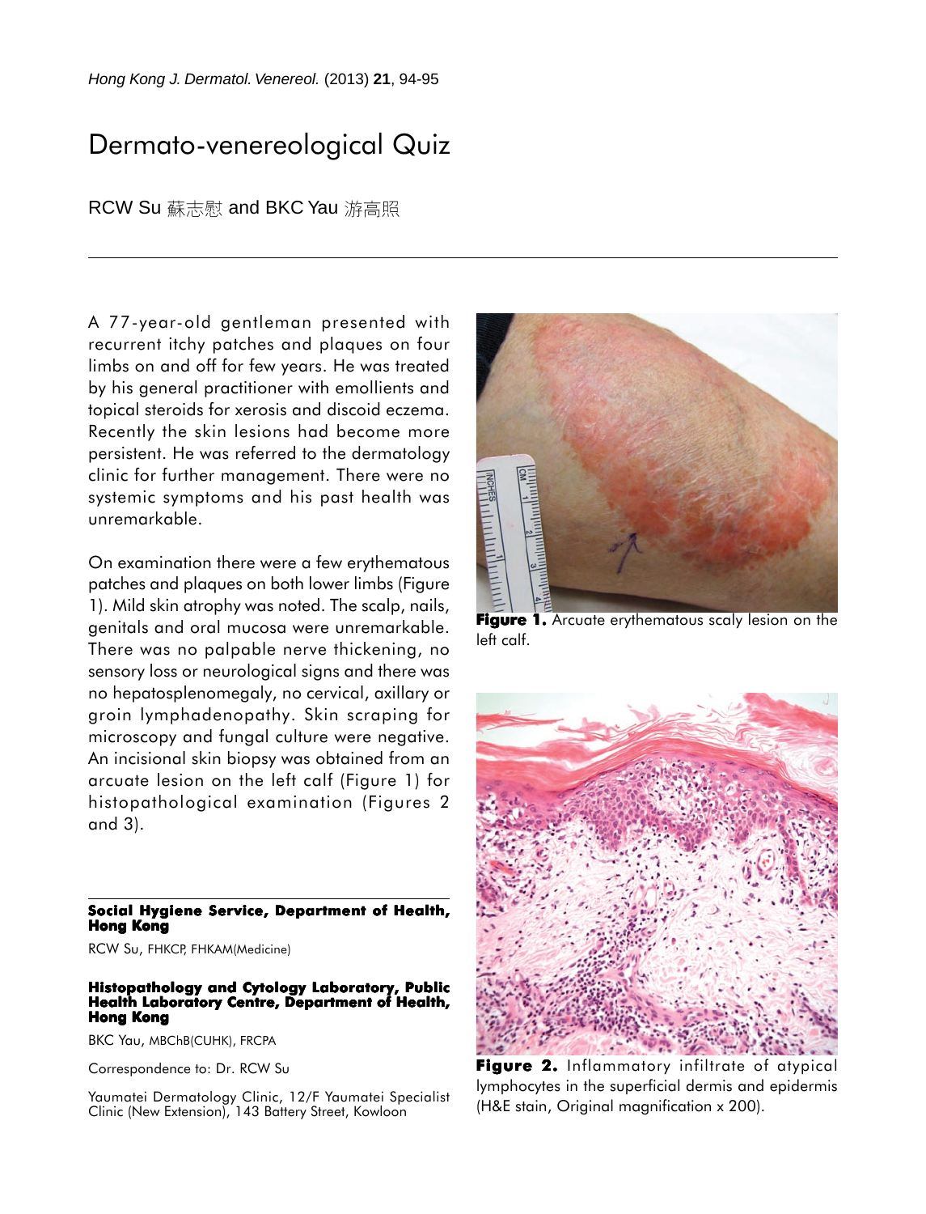# Dermato-venereological Quiz

RCW Su 蘇志慰 and BKC Yau 游高照

A 77-year-old gentleman presented with recurrent itchy patches and plaques on four limbs on and off for few years. He was treated by his general practitioner with emollients and topical steroids for xerosis and discoid eczema. Recently the skin lesions had become more persistent. He was referred to the dermatology clinic for further management. There were no systemic symptoms and his past health was unremarkable.

On examination there were a few erythematous patches and plaques on both lower limbs (Figure 1). Mild skin atrophy was noted. The scalp, nails, genitals and oral mucosa were unremarkable. There was no palpable nerve thickening, no sensory loss or neurological signs and there was no hepatosplenomegaly, no cervical, axillary or groin lymphadenopathy. Skin scraping for microscopy and fungal culture were negative. An incisional skin biopsy was obtained from an arcuate lesion on the left calf (Figure 1) for histopathological examination (Figures 2 and 3).

**Figure 1.** Arcuate erythematous scaly lesion on the left calf.

**Figure 2.** Inflammatory infiltrate of atypical lymphocytes in the superficial dermis and epidermis (H&E stain, Original magnification x 200).

**Social Hygiene Service, Department of Health, Hong Kong**

RCW Su, FHKCP, FHKAM(Medicine)

**Histopathology and Cytology Laboratory, Public Health Laboratory Centre, Department of Health, Hong Kong**

BKC Yau, MBChB(CUHK), FRCPA

Correspondence to: Dr. RCW Su

Yaumatei Dermatology Clinic, 12/F Yaumatei Specialist Clinic (New Extension), 143 Battery Street, Kowloon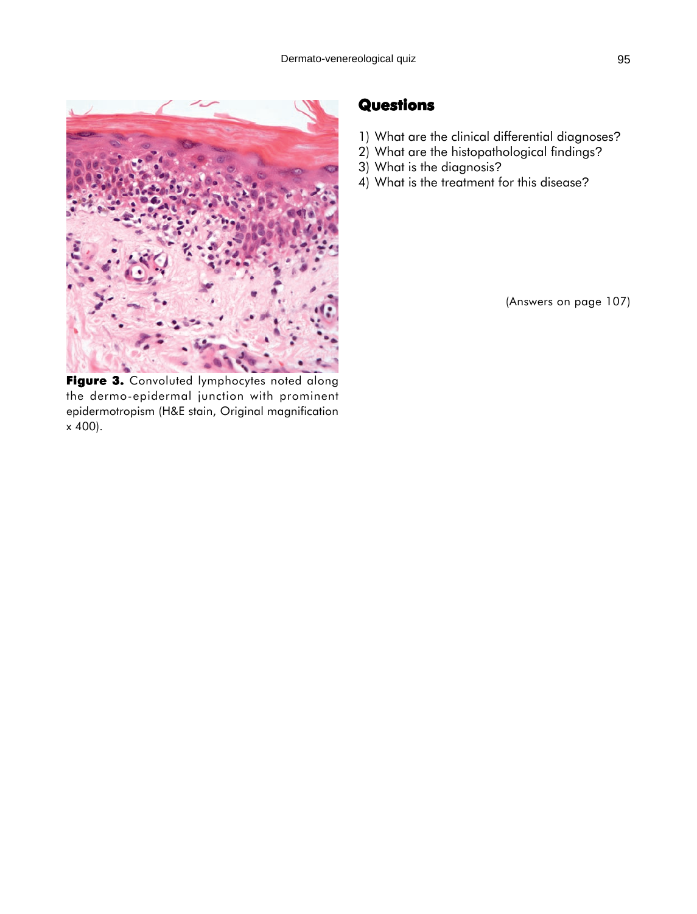Figure 3. Convoluted lymphocytes noted along the dermo-epidermal junction with prominent epidermotropism (H&E stain, Original magnification x 400).

## Questions

1) What are the clinical differential diagnoses?
2) What are the histopathological findings?
3) What is the diagnosis?
4) What is the treatment for this disease?

(Answers on page 107)